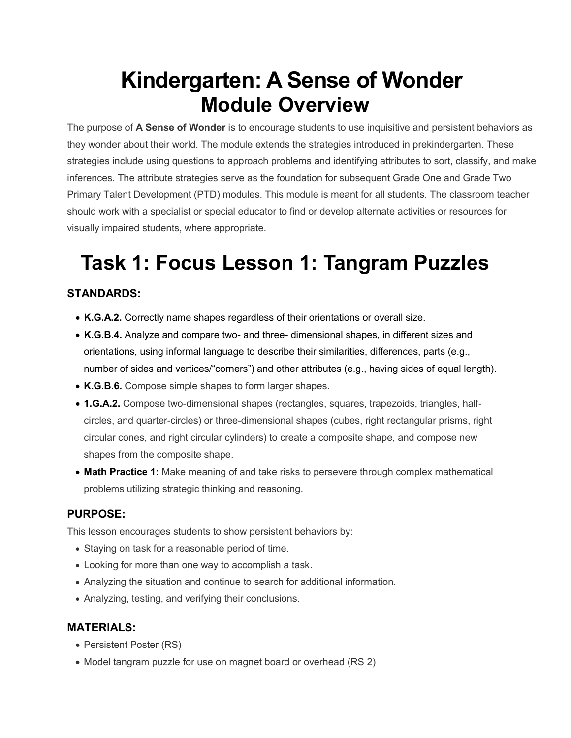# Kindergarten: A Sense of Wonder
## Module Overview

The purpose of **A Sense of Wonder** is to encourage students to use inquisitive and persistent behaviors as they wonder about their world. The module extends the strategies introduced in prekindergarten. These strategies include using questions to approach problems and identifying attributes to sort, classify, and make inferences. The attribute strategies serve as the foundation for subsequent Grade One and Grade Two Primary Talent Development (PTD) modules. This module is meant for all students. The classroom teacher should work with a specialist or special educator to find or develop alternate activities or resources for visually impaired students, where appropriate.

# Task 1: Focus Lesson 1: Tangram Puzzles

### STANDARDS:

- **K.G.A.2.** Correctly name shapes regardless of their orientations or overall size.
- **K.G.B.4.** Analyze and compare two- and three- dimensional shapes, in different sizes and orientations, using informal language to describe their similarities, differences, parts (e.g., number of sides and vertices/"corners") and other attributes (e.g., having sides of equal length).
- **K.G.B.6.** Compose simple shapes to form larger shapes.
- **1.G.A.2.** Compose two-dimensional shapes (rectangles, squares, trapezoids, triangles, half-circles, and quarter-circles) or three-dimensional shapes (cubes, right rectangular prisms, right circular cones, and right circular cylinders) to create a composite shape, and compose new shapes from the composite shape.
- **Math Practice 1:** Make meaning of and take risks to persevere through complex mathematical problems utilizing strategic thinking and reasoning.

### PURPOSE:

This lesson encourages students to show persistent behaviors by:

- Staying on task for a reasonable period of time.
- Looking for more than one way to accomplish a task.
- Analyzing the situation and continue to search for additional information.
- Analyzing, testing, and verifying their conclusions.

### MATERIALS:

- Persistent Poster (RS)
- Model tangram puzzle for use on magnet board or overhead (RS 2)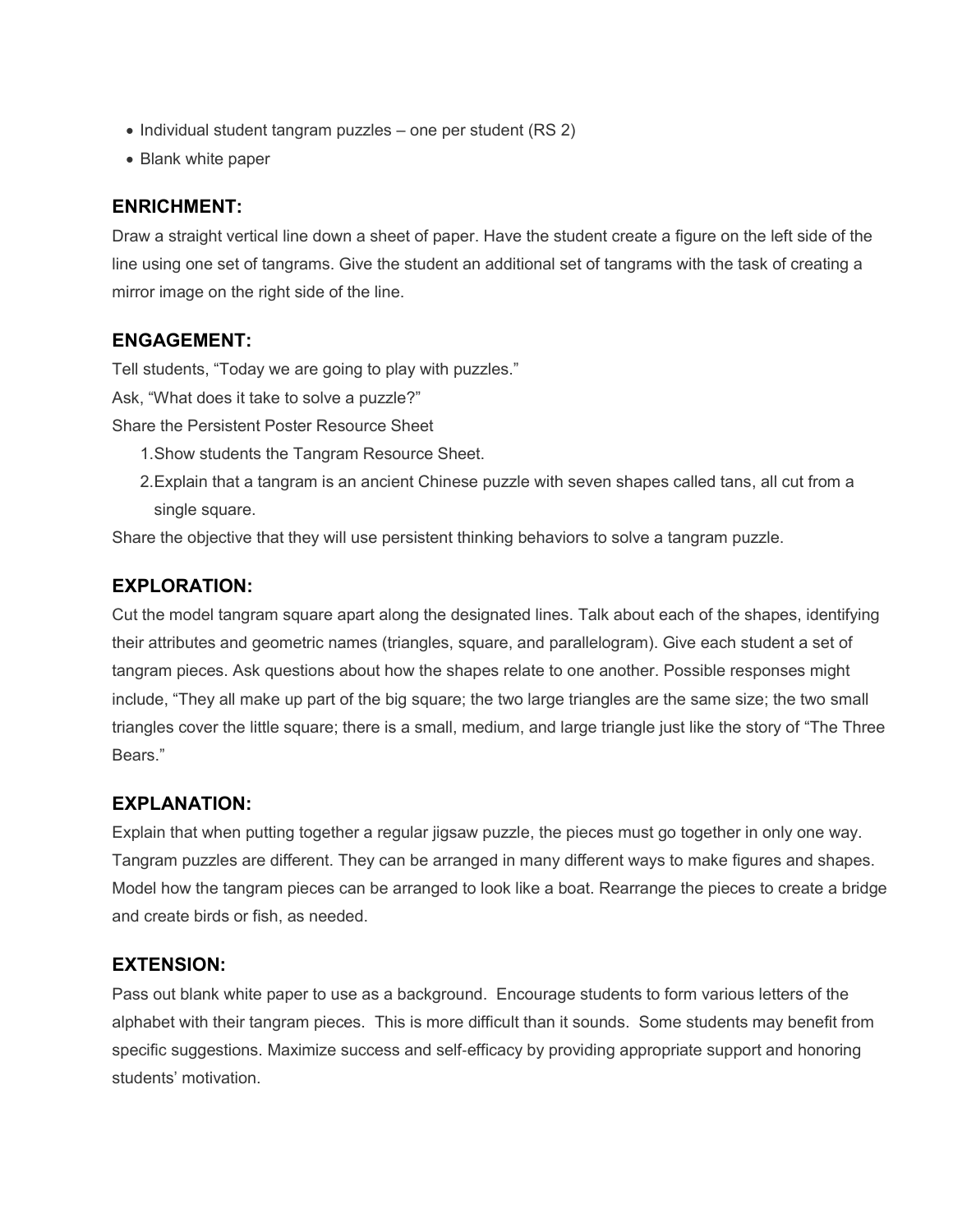- Individual student tangram puzzles – one per student (RS 2)
- Blank white paper

## ENRICHMENT:

Draw a straight vertical line down a sheet of paper. Have the student create a figure on the left side of the line using one set of tangrams. Give the student an additional set of tangrams with the task of creating a mirror image on the right side of the line.

## ENGAGEMENT:

Tell students, "Today we are going to play with puzzles."

Ask, "What does it take to solve a puzzle?"

Share the Persistent Poster Resource Sheet

1. Show students the Tangram Resource Sheet.
2. Explain that a tangram is an ancient Chinese puzzle with seven shapes called tans, all cut from a single square.

Share the objective that they will use persistent thinking behaviors to solve a tangram puzzle.

## EXPLORATION:

Cut the model tangram square apart along the designated lines. Talk about each of the shapes, identifying their attributes and geometric names (triangles, square, and parallelogram). Give each student a set of tangram pieces. Ask questions about how the shapes relate to one another. Possible responses might include, "They all make up part of the big square; the two large triangles are the same size; the two small triangles cover the little square; there is a small, medium, and large triangle just like the story of "The Three Bears."

## EXPLANATION:

Explain that when putting together a regular jigsaw puzzle, the pieces must go together in only one way. Tangram puzzles are different. They can be arranged in many different ways to make figures and shapes. Model how the tangram pieces can be arranged to look like a boat. Rearrange the pieces to create a bridge and create birds or fish, as needed.

## EXTENSION:

Pass out blank white paper to use as a background. Encourage students to form various letters of the alphabet with their tangram pieces. This is more difficult than it sounds. Some students may benefit from specific suggestions. Maximize success and self-efficacy by providing appropriate support and honoring students' motivation.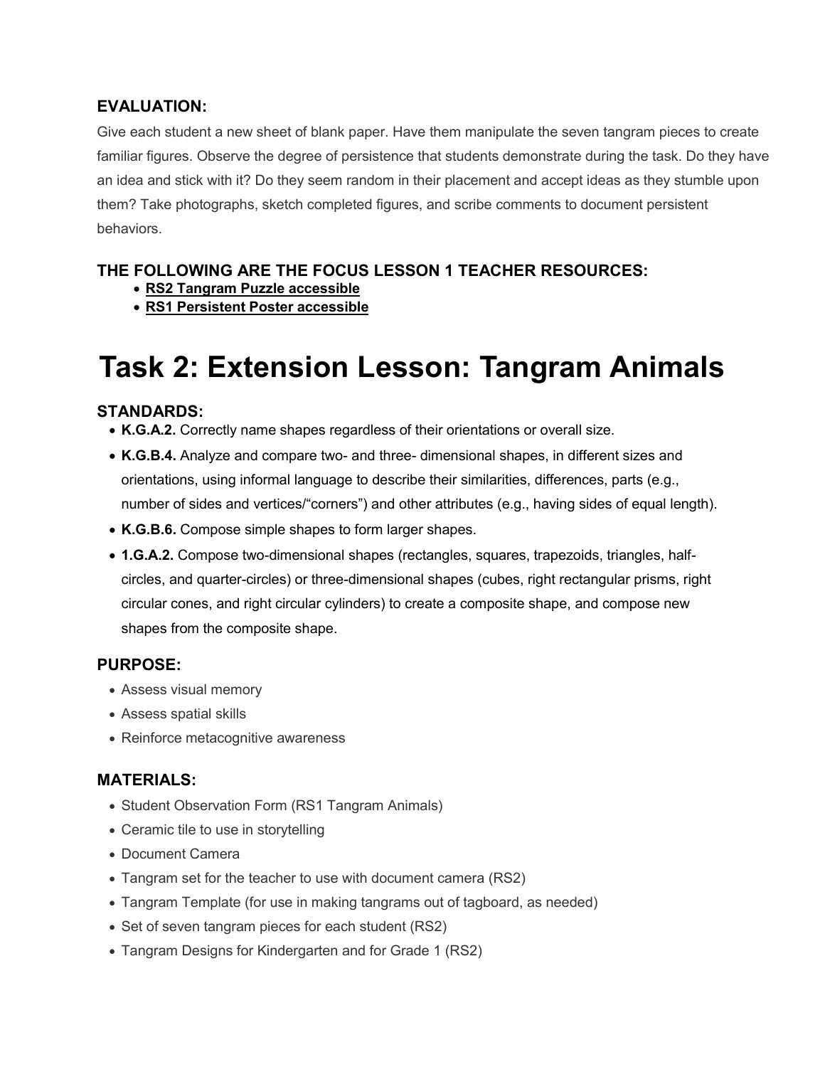### EVALUATION:

Give each student a new sheet of blank paper. Have them manipulate the seven tangram pieces to create familiar figures. Observe the degree of persistence that students demonstrate during the task. Do they have an idea and stick with it? Do they seem random in their placement and accept ideas as they stumble upon them? Take photographs, sketch completed figures, and scribe comments to document persistent behaviors.

### THE FOLLOWING ARE THE FOCUS LESSON 1 TEACHER RESOURCES:

- **RS2 Tangram Puzzle accessible**
- **RS1 Persistent Poster accessible**

# Task 2: Extension Lesson: Tangram Animals

### STANDARDS:

- **K.G.A.2.** Correctly name shapes regardless of their orientations or overall size.
- **K.G.B.4.** Analyze and compare two- and three- dimensional shapes, in different sizes and orientations, using informal language to describe their similarities, differences, parts (e.g., number of sides and vertices/"corners") and other attributes (e.g., having sides of equal length).
- **K.G.B.6.** Compose simple shapes to form larger shapes.
- **1.G.A.2.** Compose two-dimensional shapes (rectangles, squares, trapezoids, triangles, half-circles, and quarter-circles) or three-dimensional shapes (cubes, right rectangular prisms, right circular cones, and right circular cylinders) to create a composite shape, and compose new shapes from the composite shape.

### PURPOSE:

- Assess visual memory
- Assess spatial skills
- Reinforce metacognitive awareness

### MATERIALS:

- Student Observation Form (RS1 Tangram Animals)
- Ceramic tile to use in storytelling
- Document Camera
- Tangram set for the teacher to use with document camera (RS2)
- Tangram Template (for use in making tangrams out of tagboard, as needed)
- Set of seven tangram pieces for each student (RS2)
- Tangram Designs for Kindergarten and for Grade 1 (RS2)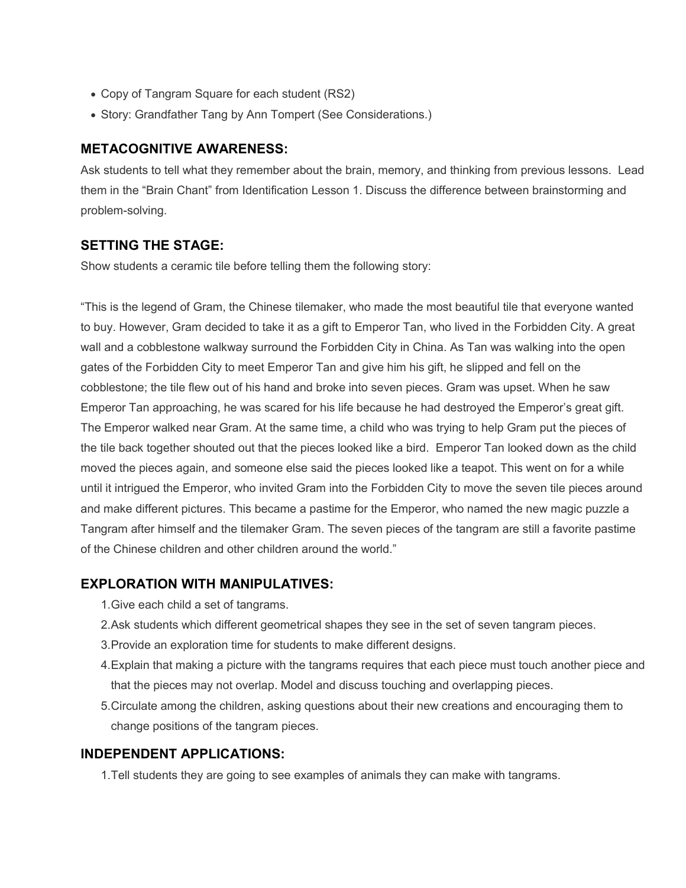- Copy of Tangram Square for each student (RS2)
- Story: Grandfather Tang by Ann Tompert (See Considerations.)

## METACOGNITIVE AWARENESS:

Ask students to tell what they remember about the brain, memory, and thinking from previous lessons. Lead them in the "Brain Chant" from Identification Lesson 1. Discuss the difference between brainstorming and problem-solving.

## SETTING THE STAGE:

Show students a ceramic tile before telling them the following story:

"This is the legend of Gram, the Chinese tilemaker, who made the most beautiful tile that everyone wanted to buy. However, Gram decided to take it as a gift to Emperor Tan, who lived in the Forbidden City. A great wall and a cobblestone walkway surround the Forbidden City in China. As Tan was walking into the open gates of the Forbidden City to meet Emperor Tan and give him his gift, he slipped and fell on the cobblestone; the tile flew out of his hand and broke into seven pieces. Gram was upset. When he saw Emperor Tan approaching, he was scared for his life because he had destroyed the Emperor's great gift. The Emperor walked near Gram. At the same time, a child who was trying to help Gram put the pieces of the tile back together shouted out that the pieces looked like a bird. Emperor Tan looked down as the child moved the pieces again, and someone else said the pieces looked like a teapot. This went on for a while until it intrigued the Emperor, who invited Gram into the Forbidden City to move the seven tile pieces around and make different pictures. This became a pastime for the Emperor, who named the new magic puzzle a Tangram after himself and the tilemaker Gram. The seven pieces of the tangram are still a favorite pastime of the Chinese children and other children around the world."

## EXPLORATION WITH MANIPULATIVES:

1. Give each child a set of tangrams.
2. Ask students which different geometrical shapes they see in the set of seven tangram pieces.
3. Provide an exploration time for students to make different designs.
4. Explain that making a picture with the tangrams requires that each piece must touch another piece and that the pieces may not overlap. Model and discuss touching and overlapping pieces.
5. Circulate among the children, asking questions about their new creations and encouraging them to change positions of the tangram pieces.

## INDEPENDENT APPLICATIONS:

1. Tell students they are going to see examples of animals they can make with tangrams.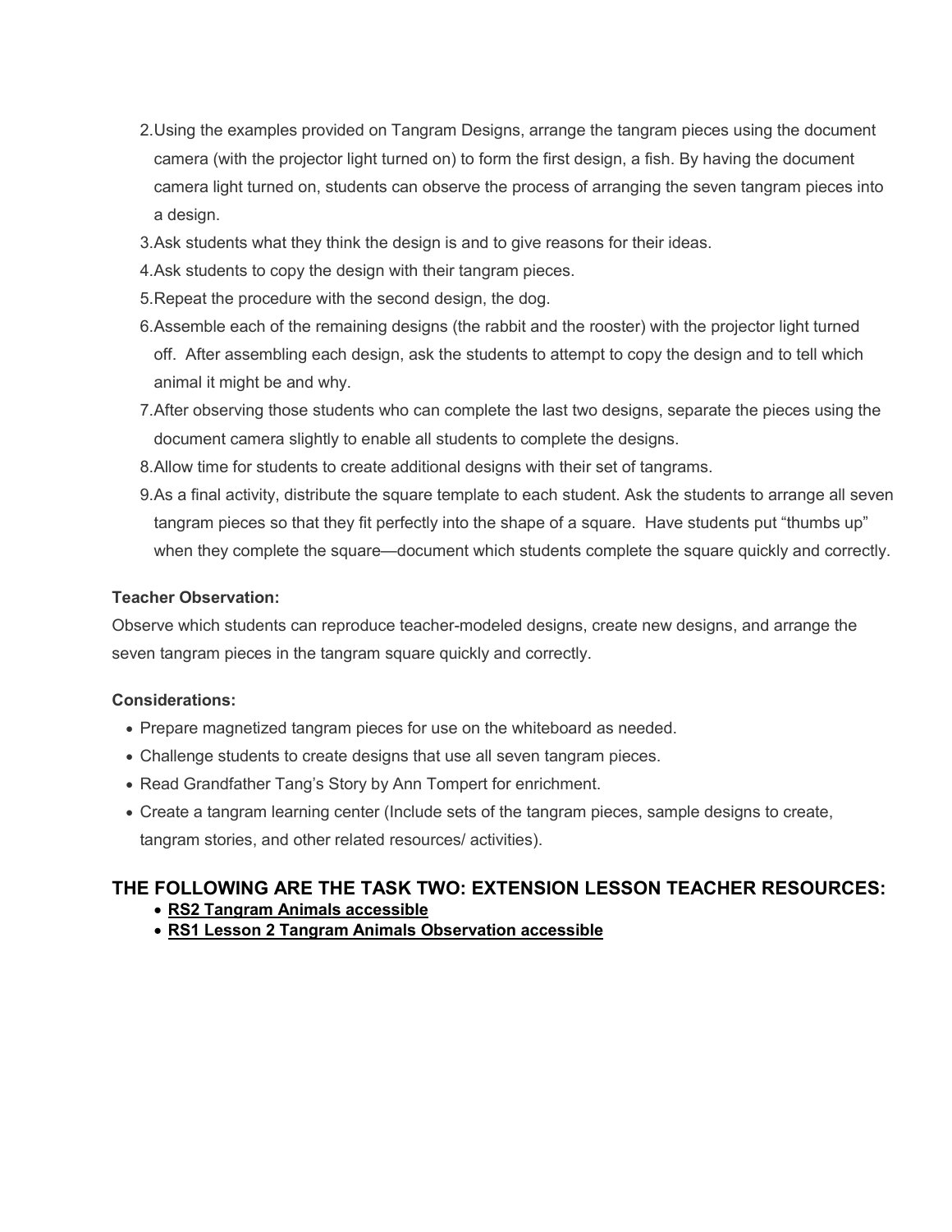2. Using the examples provided on Tangram Designs, arrange the tangram pieces using the document camera (with the projector light turned on) to form the first design, a fish. By having the document camera light turned on, students can observe the process of arranging the seven tangram pieces into a design.
3. Ask students what they think the design is and to give reasons for their ideas.
4. Ask students to copy the design with their tangram pieces.
5. Repeat the procedure with the second design, the dog.
6. Assemble each of the remaining designs (the rabbit and the rooster) with the projector light turned off. After assembling each design, ask the students to attempt to copy the design and to tell which animal it might be and why.
7. After observing those students who can complete the last two designs, separate the pieces using the document camera slightly to enable all students to complete the designs.
8. Allow time for students to create additional designs with their set of tangrams.
9. As a final activity, distribute the square template to each student. Ask the students to arrange all seven tangram pieces so that they fit perfectly into the shape of a square. Have students put "thumbs up" when they complete the square—document which students complete the square quickly and correctly.

**Teacher Observation:**

Observe which students can reproduce teacher-modeled designs, create new designs, and arrange the seven tangram pieces in the tangram square quickly and correctly.

**Considerations:**

- Prepare magnetized tangram pieces for use on the whiteboard as needed.
- Challenge students to create designs that use all seven tangram pieces.
- Read Grandfather Tang's Story by Ann Tompert for enrichment.
- Create a tangram learning center (Include sets of the tangram pieces, sample designs to create, tangram stories, and other related resources/ activities).

## THE FOLLOWING ARE THE TASK TWO: EXTENSION LESSON TEACHER RESOURCES:

- **RS2 Tangram Animals accessible**
- **RS1 Lesson 2 Tangram Animals Observation accessible**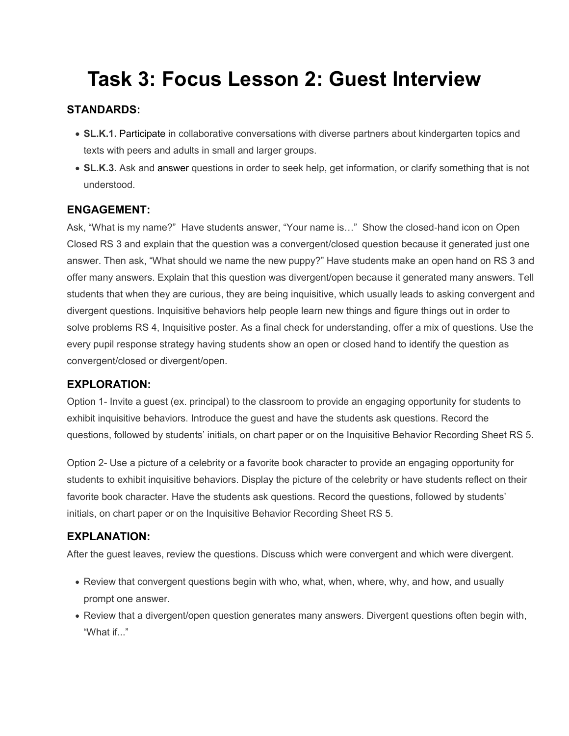# Task 3: Focus Lesson 2: Guest Interview

### STANDARDS:

- **SL.K.1.** Participate in collaborative conversations with diverse partners about kindergarten topics and texts with peers and adults in small and larger groups.
- **SL.K.3.** Ask and answer questions in order to seek help, get information, or clarify something that is not understood.

### ENGAGEMENT:

Ask, "What is my name?" Have students answer, "Your name is…" Show the closed-hand icon on Open Closed RS 3 and explain that the question was a convergent/closed question because it generated just one answer. Then ask, "What should we name the new puppy?" Have students make an open hand on RS 3 and offer many answers. Explain that this question was divergent/open because it generated many answers. Tell students that when they are curious, they are being inquisitive, which usually leads to asking convergent and divergent questions. Inquisitive behaviors help people learn new things and figure things out in order to solve problems RS 4, Inquisitive poster. As a final check for understanding, offer a mix of questions. Use the every pupil response strategy having students show an open or closed hand to identify the question as convergent/closed or divergent/open.

### EXPLORATION:

Option 1- Invite a guest (ex. principal) to the classroom to provide an engaging opportunity for students to exhibit inquisitive behaviors. Introduce the guest and have the students ask questions. Record the questions, followed by students' initials, on chart paper or on the Inquisitive Behavior Recording Sheet RS 5.

Option 2- Use a picture of a celebrity or a favorite book character to provide an engaging opportunity for students to exhibit inquisitive behaviors. Display the picture of the celebrity or have students reflect on their favorite book character. Have the students ask questions. Record the questions, followed by students' initials, on chart paper or on the Inquisitive Behavior Recording Sheet RS 5.

### EXPLANATION:

After the guest leaves, review the questions. Discuss which were convergent and which were divergent.

- Review that convergent questions begin with who, what, when, where, why, and how, and usually prompt one answer.
- Review that a divergent/open question generates many answers. Divergent questions often begin with, "What if..."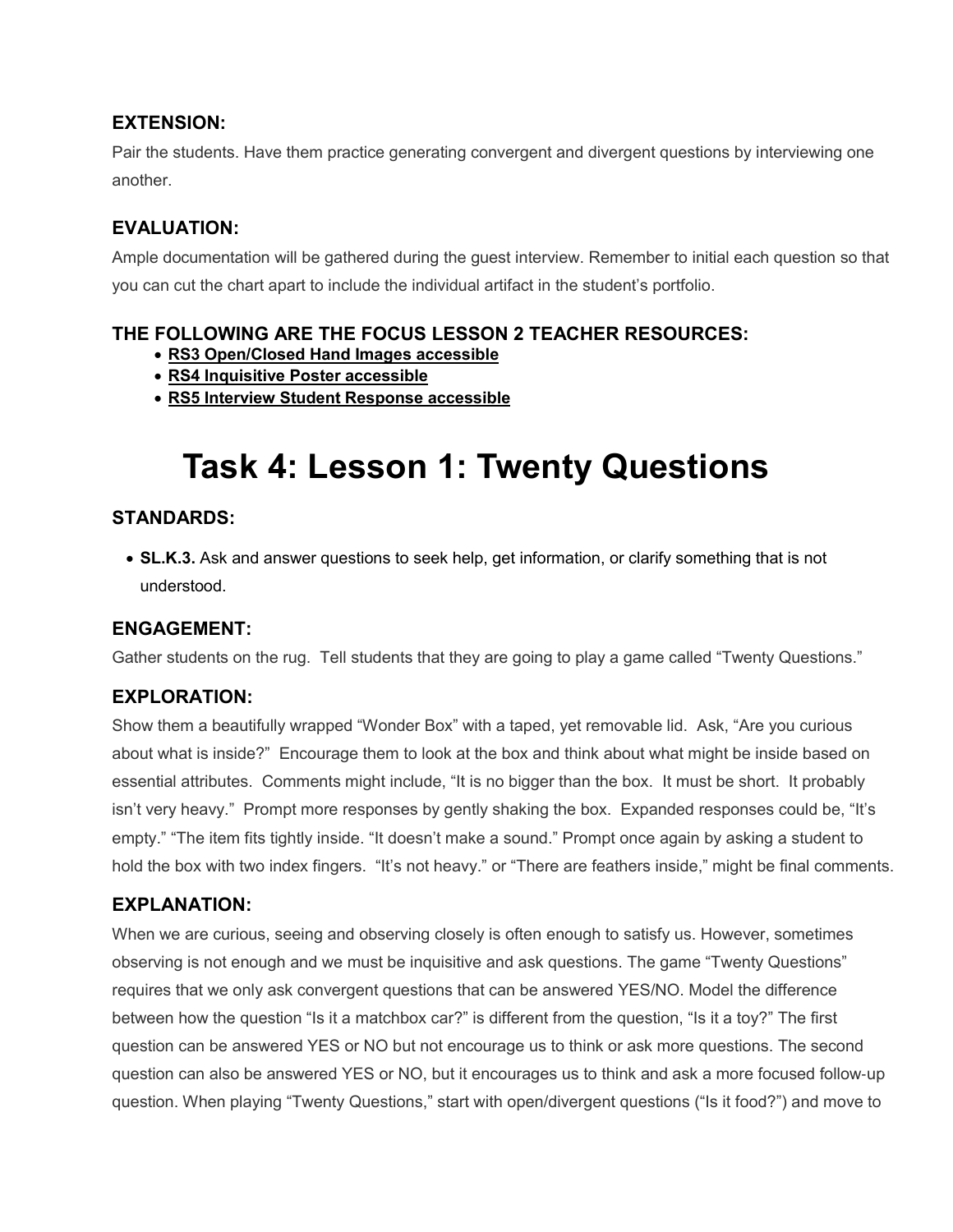### EXTENSION:

Pair the students. Have them practice generating convergent and divergent questions by interviewing one another.

### EVALUATION:

Ample documentation will be gathered during the guest interview. Remember to initial each question so that you can cut the chart apart to include the individual artifact in the student's portfolio.

### THE FOLLOWING ARE THE FOCUS LESSON 2 TEACHER RESOURCES:

- **RS3 Open/Closed Hand Images accessible**
- **RS4 Inquisitive Poster accessible**
- **RS5 Interview Student Response accessible**

# Task 4: Lesson 1: Twenty Questions

### STANDARDS:

- **SL.K.3.** Ask and answer questions to seek help, get information, or clarify something that is not understood.

### ENGAGEMENT:

Gather students on the rug. Tell students that they are going to play a game called "Twenty Questions."

### EXPLORATION:

Show them a beautifully wrapped "Wonder Box" with a taped, yet removable lid. Ask, "Are you curious about what is inside?" Encourage them to look at the box and think about what might be inside based on essential attributes. Comments might include, "It is no bigger than the box. It must be short. It probably isn't very heavy." Prompt more responses by gently shaking the box. Expanded responses could be, "It's empty." "The item fits tightly inside. "It doesn't make a sound." Prompt once again by asking a student to hold the box with two index fingers. "It's not heavy." or "There are feathers inside," might be final comments.

### EXPLANATION:

When we are curious, seeing and observing closely is often enough to satisfy us. However, sometimes observing is not enough and we must be inquisitive and ask questions. The game "Twenty Questions" requires that we only ask convergent questions that can be answered YES/NO. Model the difference between how the question "Is it a matchbox car?" is different from the question, "Is it a toy?" The first question can be answered YES or NO but not encourage us to think or ask more questions. The second question can also be answered YES or NO, but it encourages us to think and ask a more focused follow-up question. When playing "Twenty Questions," start with open/divergent questions ("Is it food?") and move to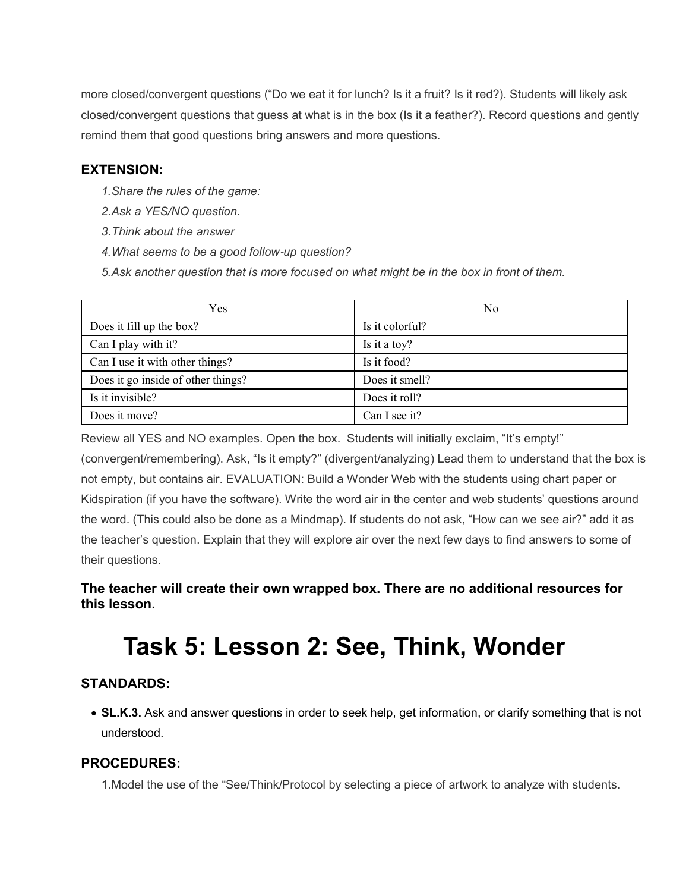more closed/convergent questions ("Do we eat it for lunch? Is it a fruit? Is it red?). Students will likely ask closed/convergent questions that guess at what is in the box (Is it a feather?). Record questions and gently remind them that good questions bring answers and more questions.

### EXTENSION:

1. *Share the rules of the game:*
2. *Ask a YES/NO question.*
3. *Think about the answer*
4. *What seems to be a good follow-up question?*
5. *Ask another question that is more focused on what might be in the box in front of them.*

| Yes | No |
|---|---|
| Does it fill up the box? | Is it colorful? |
| Can I play with it? | Is it a toy? |
| Can I use it with other things? | Is it food? |
| Does it go inside of other things? | Does it smell? |
| Is it invisible? | Does it roll? |
| Does it move? | Can I see it? |

Review all YES and NO examples. Open the box. Students will initially exclaim, "It's empty!" (convergent/remembering). Ask, "Is it empty?" (divergent/analyzing) Lead them to understand that the box is not empty, but contains air. EVALUATION: Build a Wonder Web with the students using chart paper or Kidspiration (if you have the software). Write the word air in the center and web students' questions around the word. (This could also be done as a Mindmap). If students do not ask, "How can we see air?" add it as the teacher's question. Explain that they will explore air over the next few days to find answers to some of their questions.

**The teacher will create their own wrapped box. There are no additional resources for this lesson.**

# Task 5: Lesson 2: See, Think, Wonder

### STANDARDS:

- **SL.K.3.** Ask and answer questions in order to seek help, get information, or clarify something that is not understood.

### PROCEDURES:

1. Model the use of the "See/Think/Protocol by selecting a piece of artwork to analyze with students.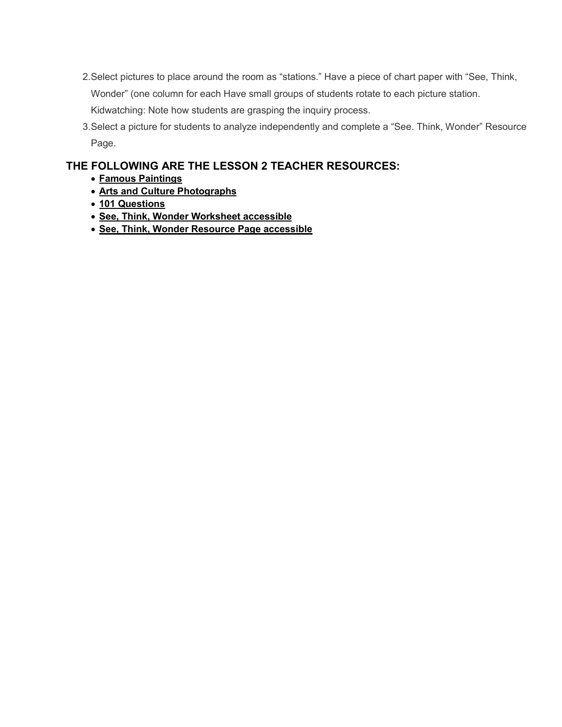2. Select pictures to place around the room as “stations.” Have a piece of chart paper with “See, Think, Wonder” (one column for each Have small groups of students rotate to each picture station. Kidwatching: Note how students are grasping the inquiry process.
3. Select a picture for students to analyze independently and complete a “See. Think, Wonder” Resource Page.

## THE FOLLOWING ARE THE LESSON 2 TEACHER RESOURCES:

- **Famous Paintings**
- **Arts and Culture Photographs**
- **101 Questions**
- **See, Think, Wonder Worksheet accessible**
- **See, Think, Wonder Resource Page accessible**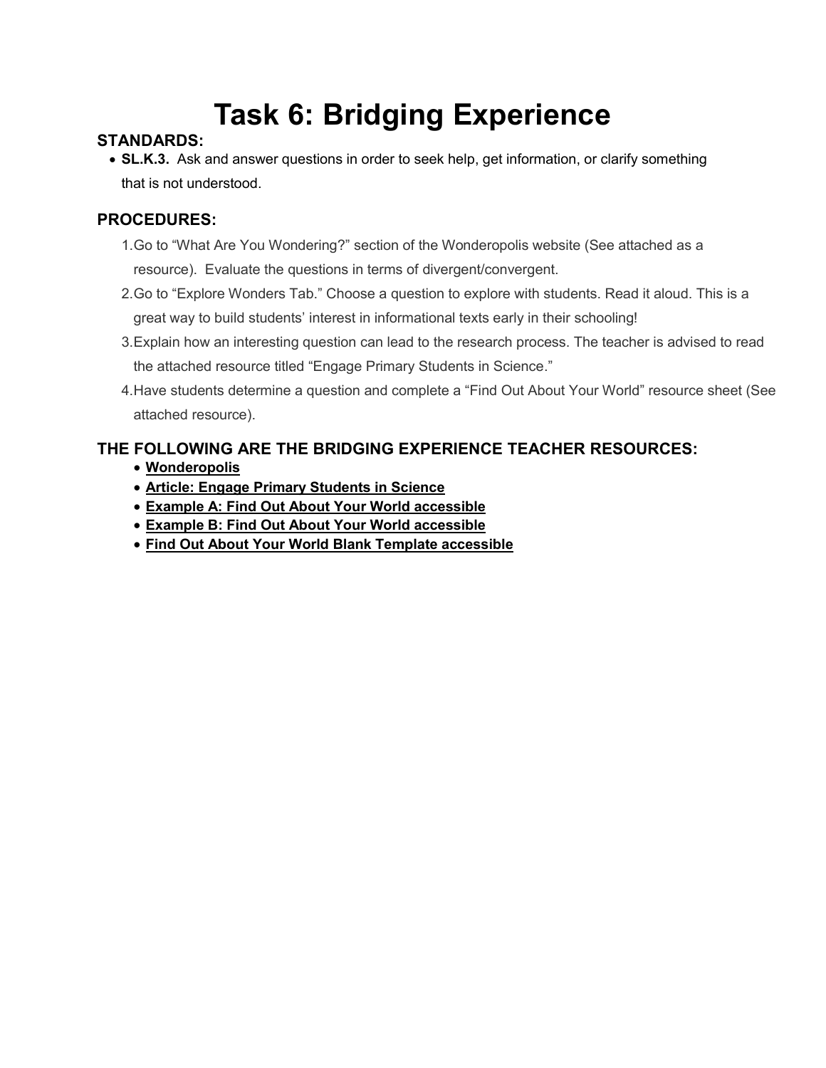# Task 6: Bridging Experience

## STANDARDS:

- **SL.K.3.** Ask and answer questions in order to seek help, get information, or clarify something that is not understood.

## PROCEDURES:

1. Go to "What Are You Wondering?" section of the Wonderopolis website (See attached as a resource). Evaluate the questions in terms of divergent/convergent.
2. Go to "Explore Wonders Tab." Choose a question to explore with students. Read it aloud. This is a great way to build students' interest in informational texts early in their schooling!
3. Explain how an interesting question can lead to the research process. The teacher is advised to read the attached resource titled "Engage Primary Students in Science."
4. Have students determine a question and complete a "Find Out About Your World" resource sheet (See attached resource).

## THE FOLLOWING ARE THE BRIDGING EXPERIENCE TEACHER RESOURCES:

- **Wonderopolis**
- **Article: Engage Primary Students in Science**
- **Example A: Find Out About Your World accessible**
- **Example B: Find Out About Your World accessible**
- **Find Out About Your World Blank Template accessible**